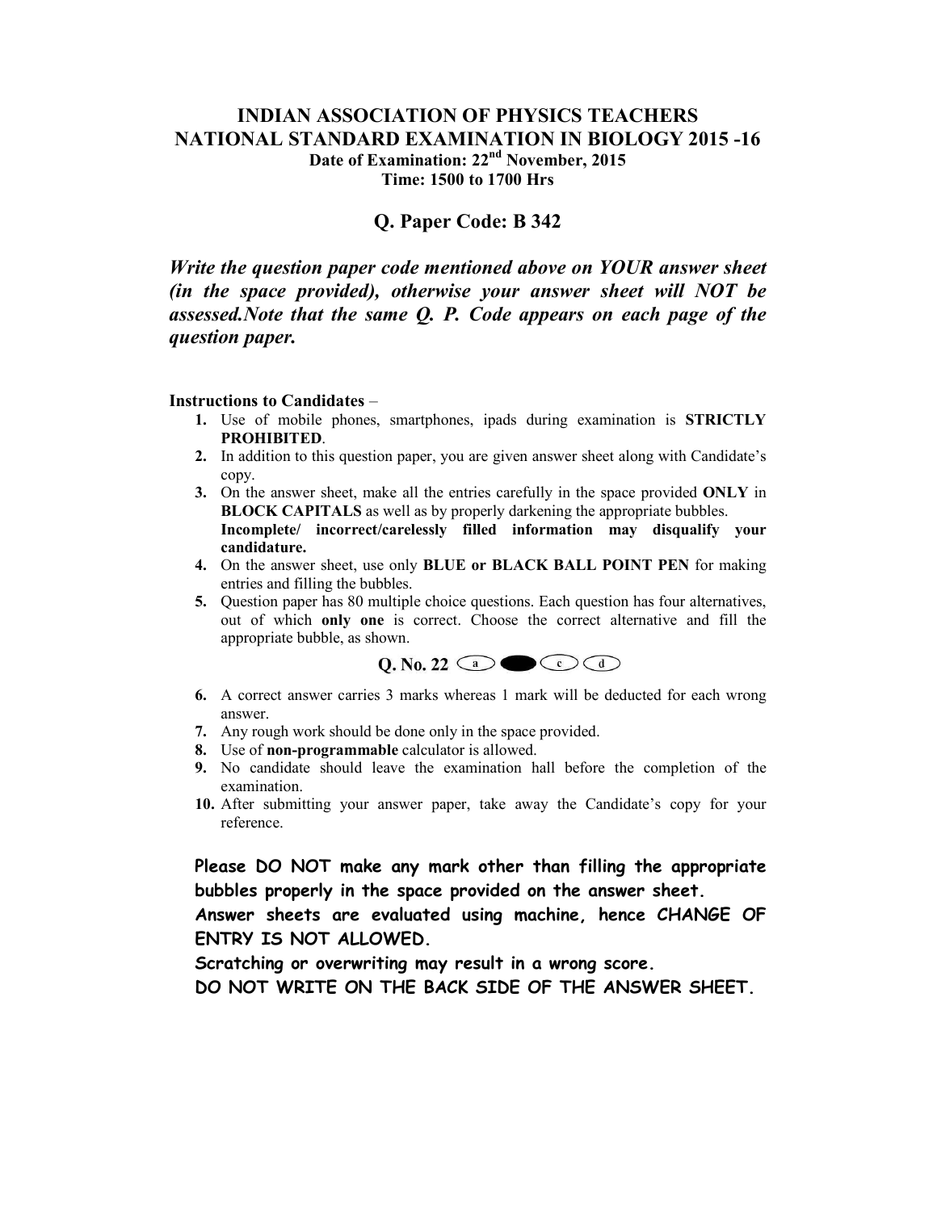# INDIAN ASSOCIATION OF PHYSICS TEACHERS
# NATIONAL STANDARD EXAMINATION IN BIOLOGY 2015 -16

**Date of Examination: 22nd November, 2015**

**Time: 1500 to 1700 Hrs**

## Q. Paper Code: B 342

***Write the question paper code mentioned above on YOUR answer sheet (in the space provided), otherwise your answer sheet will NOT be assessed.Note that the same Q. P. Code appears on each page of the question paper.***

**Instructions to Candidates** –

1. Use of mobile phones, smartphones, ipads during examination is **STRICTLY PROHIBITED**.
2. In addition to this question paper, you are given answer sheet along with Candidate's copy.
3. On the answer sheet, make all the entries carefully in the space provided **ONLY** in **BLOCK CAPITALS** as well as by properly darkening the appropriate bubbles. **Incomplete/ incorrect/carelessly filled information may disqualify your candidature.**
4. On the answer sheet, use only **BLUE or BLACK BALL POINT PEN** for making entries and filling the bubbles.
5. Question paper has 80 multiple choice questions. Each question has four alternatives, out of which **only one** is correct. Choose the correct alternative and fill the appropriate bubble, as shown.

   **Q. No. 22** (a) ⬤ (c) (d)

6. A correct answer carries 3 marks whereas 1 mark will be deducted for each wrong answer.
7. Any rough work should be done only in the space provided.
8. Use of **non-programmable** calculator is allowed.
9. No candidate should leave the examination hall before the completion of the examination.
10. After submitting your answer paper, take away the Candidate's copy for your reference.

**Please DO NOT make any mark other than filling the appropriate bubbles properly in the space provided on the answer sheet.**

**Answer sheets are evaluated using machine, hence CHANGE OF ENTRY IS NOT ALLOWED.**

**Scratching or overwriting may result in a wrong score.**

**DO NOT WRITE ON THE BACK SIDE OF THE ANSWER SHEET.**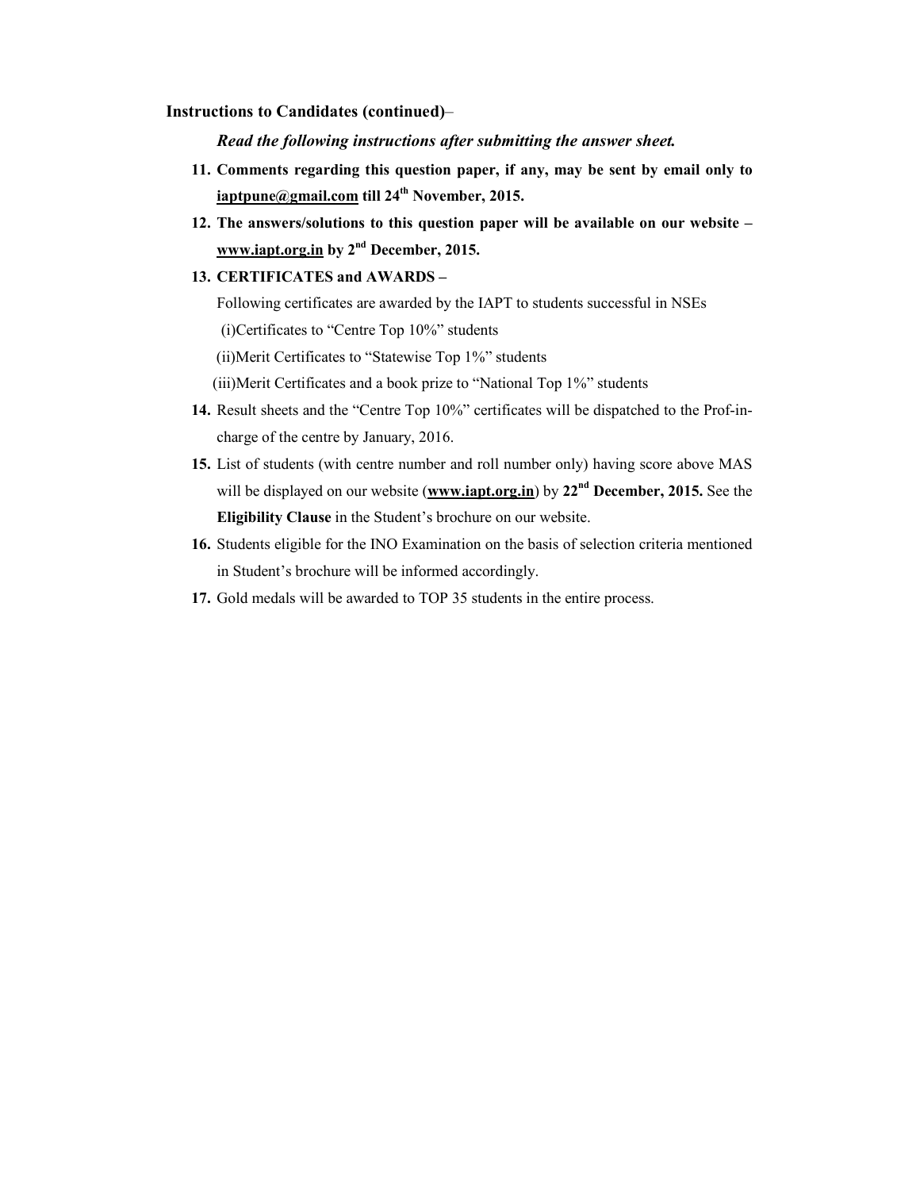**Instructions to Candidates (continued)**–

***Read the following instructions after submitting the answer sheet.***

11. **Comments regarding this question paper, if any, may be sent by email only to <u>iaptpune@gmail.com</u> till 24th November, 2015.**
12. **The answers/solutions to this question paper will be available on our website – <u>www.iapt.org.in</u> by 2nd December, 2015.**
13. **CERTIFICATES and AWARDS –**

    Following certificates are awarded by the IAPT to students successful in NSEs

    (i)Certificates to "Centre Top 10%" students

    (ii)Merit Certificates to "Statewise Top 1%" students

    (iii)Merit Certificates and a book prize to "National Top 1%" students
14. Result sheets and the "Centre Top 10%" certificates will be dispatched to the Prof-in-charge of the centre by January, 2016.
15. List of students (with centre number and roll number only) having score above MAS will be displayed on our website (**<u>www.iapt.org.in</u>**) by **22nd December, 2015.** See the **Eligibility Clause** in the Student's brochure on our website.
16. Students eligible for the INO Examination on the basis of selection criteria mentioned in Student's brochure will be informed accordingly.
17. Gold medals will be awarded to TOP 35 students in the entire process.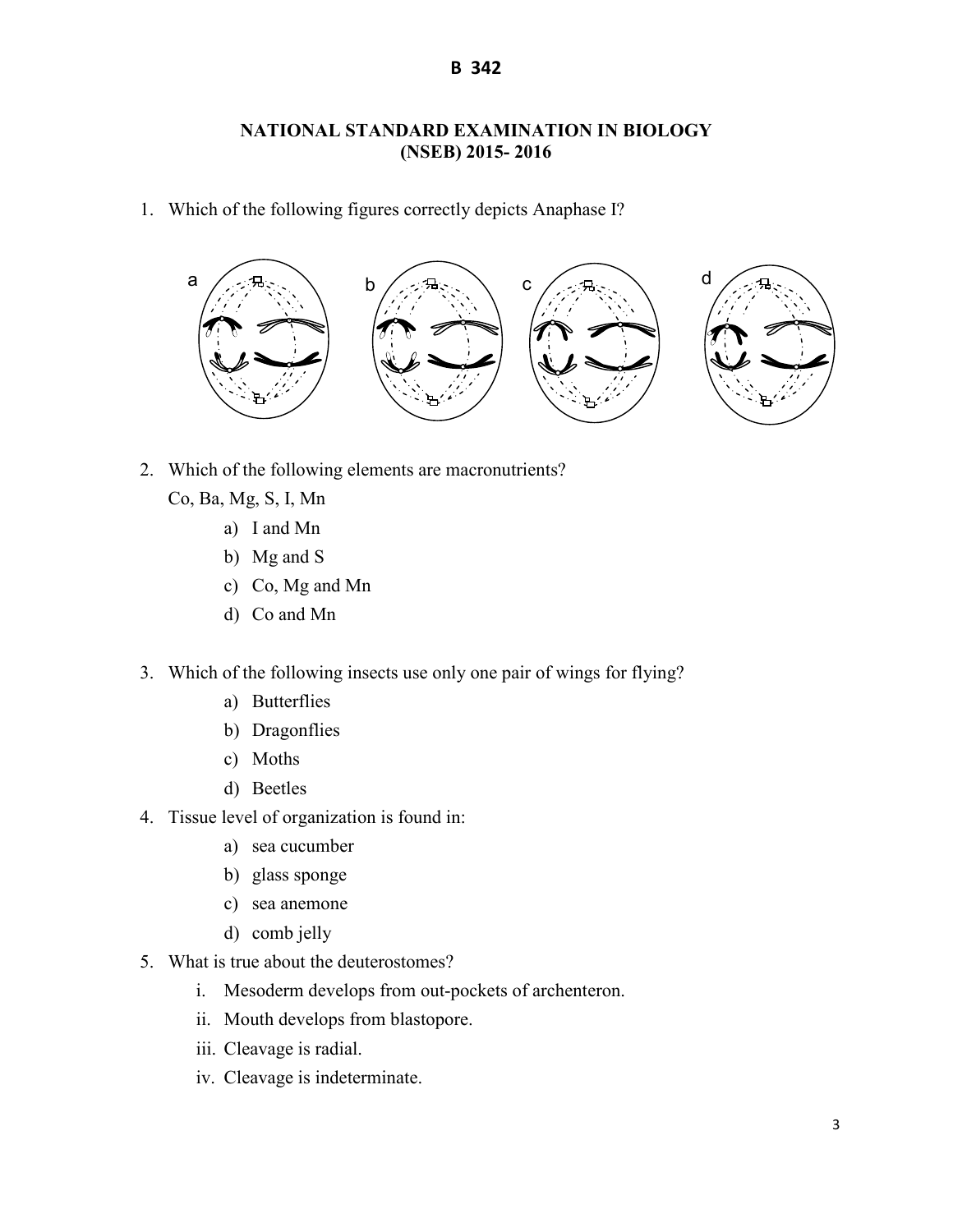# NATIONAL STANDARD EXAMINATION IN BIOLOGY (NSEB) 2015- 2016

1. Which of the following figures correctly depicts Anaphase I?

a b c d

2. Which of the following elements are macronutrients?

   Co, Ba, Mg, S, I, Mn

   a) I and Mn
   b) Mg and S
   c) Co, Mg and Mn
   d) Co and Mn

3. Which of the following insects use only one pair of wings for flying?
   a) Butterflies
   b) Dragonflies
   c) Moths
   d) Beetles

4. Tissue level of organization is found in:
   a) sea cucumber
   b) glass sponge
   c) sea anemone
   d) comb jelly

5. What is true about the deuterostomes?
   i. Mesoderm develops from out-pockets of archenteron.
   ii. Mouth develops from blastopore.
   iii. Cleavage is radial.
   iv. Cleavage is indeterminate.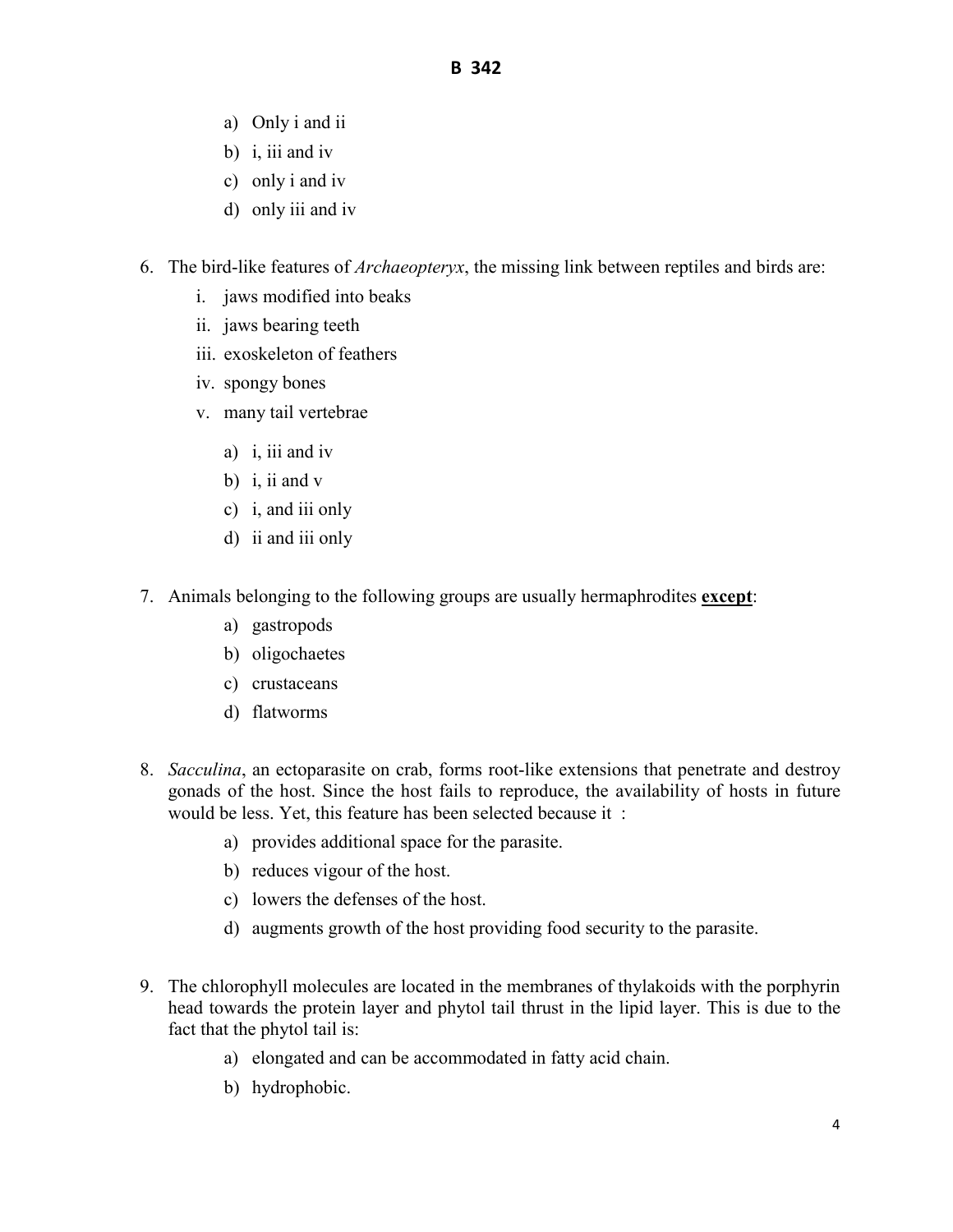a) Only i and ii
b) i, iii and iv
c) only i and iv
d) only iii and iv

6. The bird-like features of *Archaeopteryx*, the missing link between reptiles and birds are:
   i. jaws modified into beaks
   ii. jaws bearing teeth
   iii. exoskeleton of feathers
   iv. spongy bones
   v. many tail vertebrae

   a) i, iii and iv
   b) i, ii and v
   c) i, and iii only
   d) ii and iii only

7. Animals belonging to the following groups are usually hermaphrodites **<u>except</u>**:
   a) gastropods
   b) oligochaetes
   c) crustaceans
   d) flatworms

8. *Sacculina*, an ectoparasite on crab, forms root-like extensions that penetrate and destroy gonads of the host. Since the host fails to reproduce, the availability of hosts in future would be less. Yet, this feature has been selected because it :
   a) provides additional space for the parasite.
   b) reduces vigour of the host.
   c) lowers the defenses of the host.
   d) augments growth of the host providing food security to the parasite.

9. The chlorophyll molecules are located in the membranes of thylakoids with the porphyrin head towards the protein layer and phytol tail thrust in the lipid layer. This is due to the fact that the phytol tail is:
   a) elongated and can be accommodated in fatty acid chain.
   b) hydrophobic.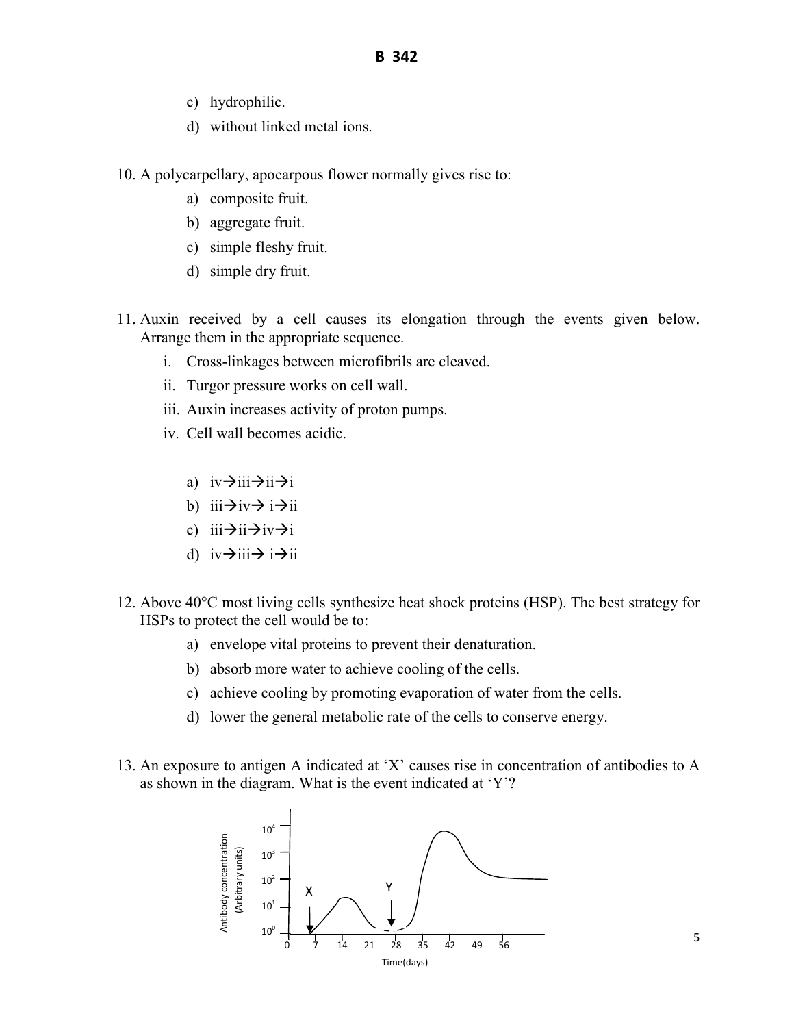c) hydrophilic.

d) without linked metal ions.

10. A polycarpellary, apocarpous flower normally gives rise to:

    a) composite fruit.

    b) aggregate fruit.

    c) simple fleshy fruit.

    d) simple dry fruit.

11. Auxin received by a cell causes its elongation through the events given below. Arrange them in the appropriate sequence.

    i. Cross-linkages between microfibrils are cleaved.

    ii. Turgor pressure works on cell wall.

    iii. Auxin increases activity of proton pumps.

    iv. Cell wall becomes acidic.

    a) iv→iii→ii→i

    b) iii→iv→ i→ii

    c) iii→ii→iv→i

    d) iv→iii→ i→ii

12. Above 40°C most living cells synthesize heat shock proteins (HSP). The best strategy for HSPs to protect the cell would be to:

    a) envelope vital proteins to prevent their denaturation.

    b) absorb more water to achieve cooling of the cells.

    c) achieve cooling by promoting evaporation of water from the cells.

    d) lower the general metabolic rate of the cells to conserve energy.

13. An exposure to antigen A indicated at 'X' causes rise in concentration of antibodies to A as shown in the diagram. What is the event indicated at 'Y'?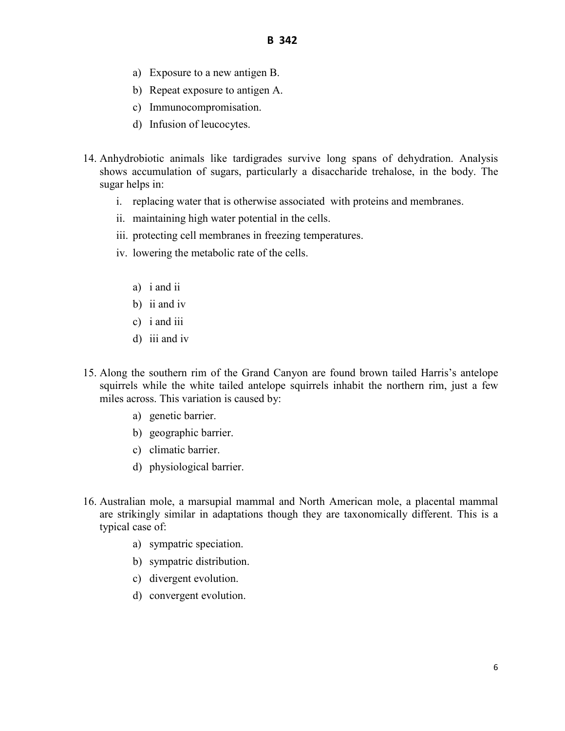a) Exposure to a new antigen B.
b) Repeat exposure to antigen A.
c) Immunocompromisation.
d) Infusion of leucocytes.

14. Anhydrobiotic animals like tardigrades survive long spans of dehydration. Analysis shows accumulation of sugars, particularly a disaccharide trehalose, in the body. The sugar helps in:

    i. replacing water that is otherwise associated with proteins and membranes.
    ii. maintaining high water potential in the cells.
    iii. protecting cell membranes in freezing temperatures.
    iv. lowering the metabolic rate of the cells.

    a) i and ii
    b) ii and iv
    c) i and iii
    d) iii and iv

15. Along the southern rim of the Grand Canyon are found brown tailed Harris's antelope squirrels while the white tailed antelope squirrels inhabit the northern rim, just a few miles across. This variation is caused by:

    a) genetic barrier.
    b) geographic barrier.
    c) climatic barrier.
    d) physiological barrier.

16. Australian mole, a marsupial mammal and North American mole, a placental mammal are strikingly similar in adaptations though they are taxonomically different. This is a typical case of:

    a) sympatric speciation.
    b) sympatric distribution.
    c) divergent evolution.
    d) convergent evolution.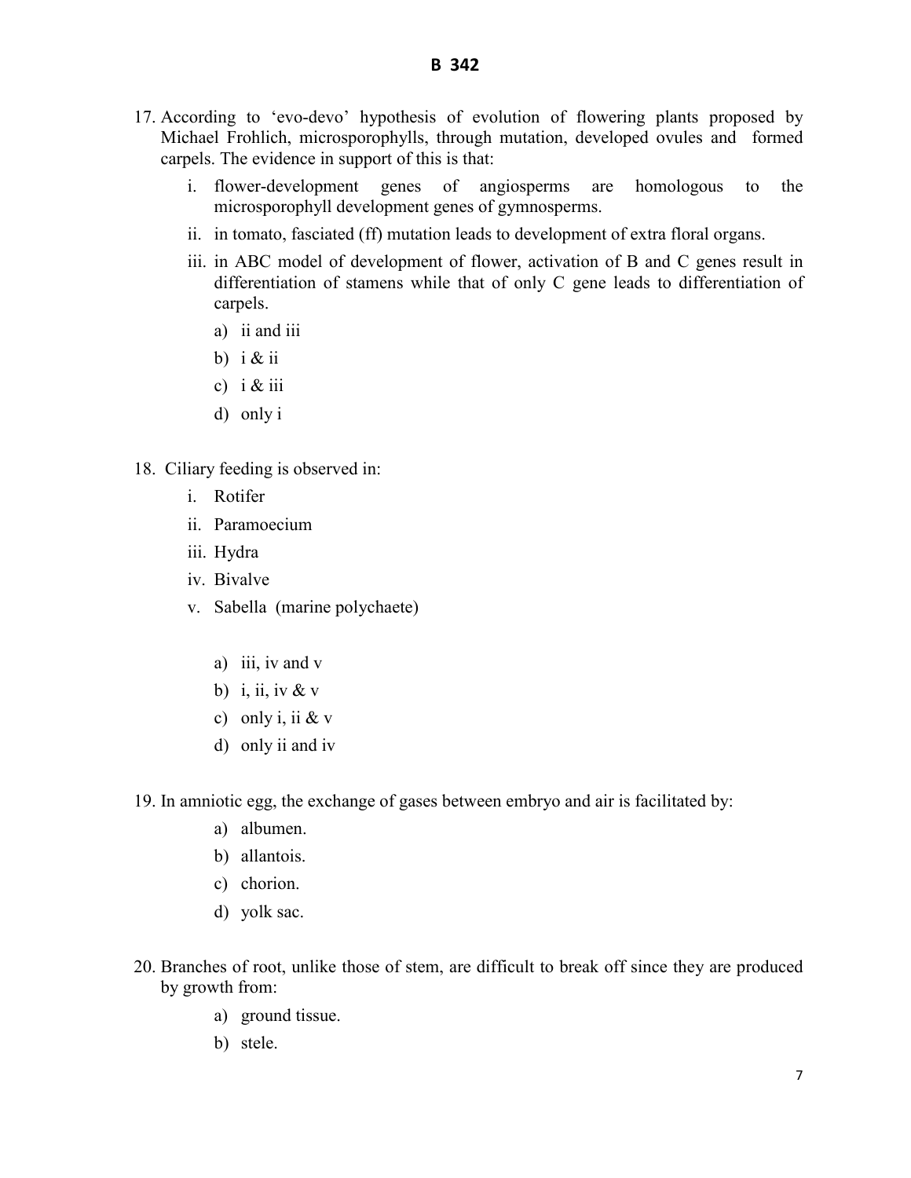17. According to 'evo-devo' hypothesis of evolution of flowering plants proposed by Michael Frohlich, microsporophylls, through mutation, developed ovules and formed carpels. The evidence in support of this is that:

    i. flower-development genes of angiosperms are homologous to the microsporophyll development genes of gymnosperms.

    ii. in tomato, fasciated (ff) mutation leads to development of extra floral organs.

    iii. in ABC model of development of flower, activation of B and C genes result in differentiation of stamens while that of only C gene leads to differentiation of carpels.

    a) ii and iii
    b) i & ii
    c) i & iii
    d) only i

18. Ciliary feeding is observed in:

    i. Rotifer
    ii. Paramoecium
    iii. Hydra
    iv. Bivalve
    v. Sabella (marine polychaete)

    a) iii, iv and v
    b) i, ii, iv & v
    c) only i, ii & v
    d) only ii and iv

19. In amniotic egg, the exchange of gases between embryo and air is facilitated by:

    a) albumen.
    b) allantois.
    c) chorion.
    d) yolk sac.

20. Branches of root, unlike those of stem, are difficult to break off since they are produced by growth from:

    a) ground tissue.
    b) stele.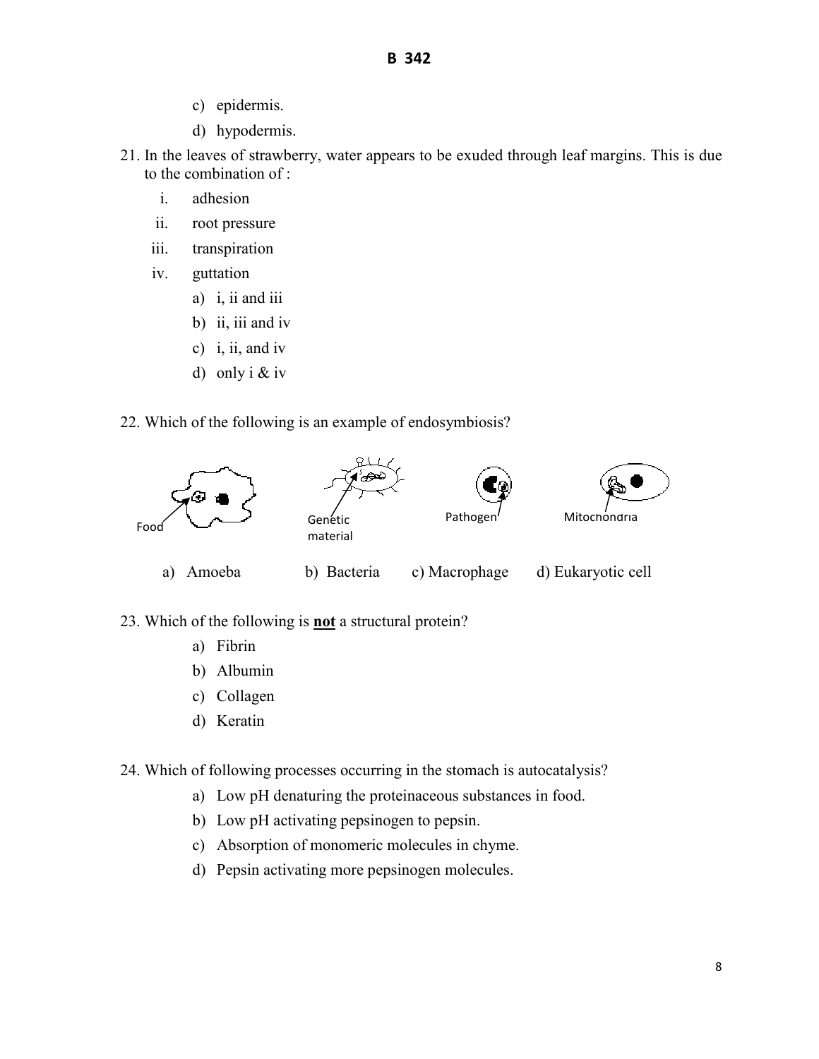c) epidermis.
d) hypodermis.

21. In the leaves of strawberry, water appears to be exuded through leaf margins. This is due to the combination of :

    i. adhesion
    ii. root pressure
    iii. transpiration
    iv. guttation

    a) i, ii and iii
    b) ii, iii and iv
    c) i, ii, and iv
    d) only i & iv

22. Which of the following is an example of endosymbiosis?

    Food | Genetic material | Pathogen | Mitochondria

    a) Amoeba  b) Bacteria  c) Macrophage  d) Eukaryotic cell

23. Which of the following is **not** a structural protein?

    a) Fibrin
    b) Albumin
    c) Collagen
    d) Keratin

24. Which of following processes occurring in the stomach is autocatalysis?

    a) Low pH denaturing the proteinaceous substances in food.
    b) Low pH activating pepsinogen to pepsin.
    c) Absorption of monomeric molecules in chyme.
    d) Pepsin activating more pepsinogen molecules.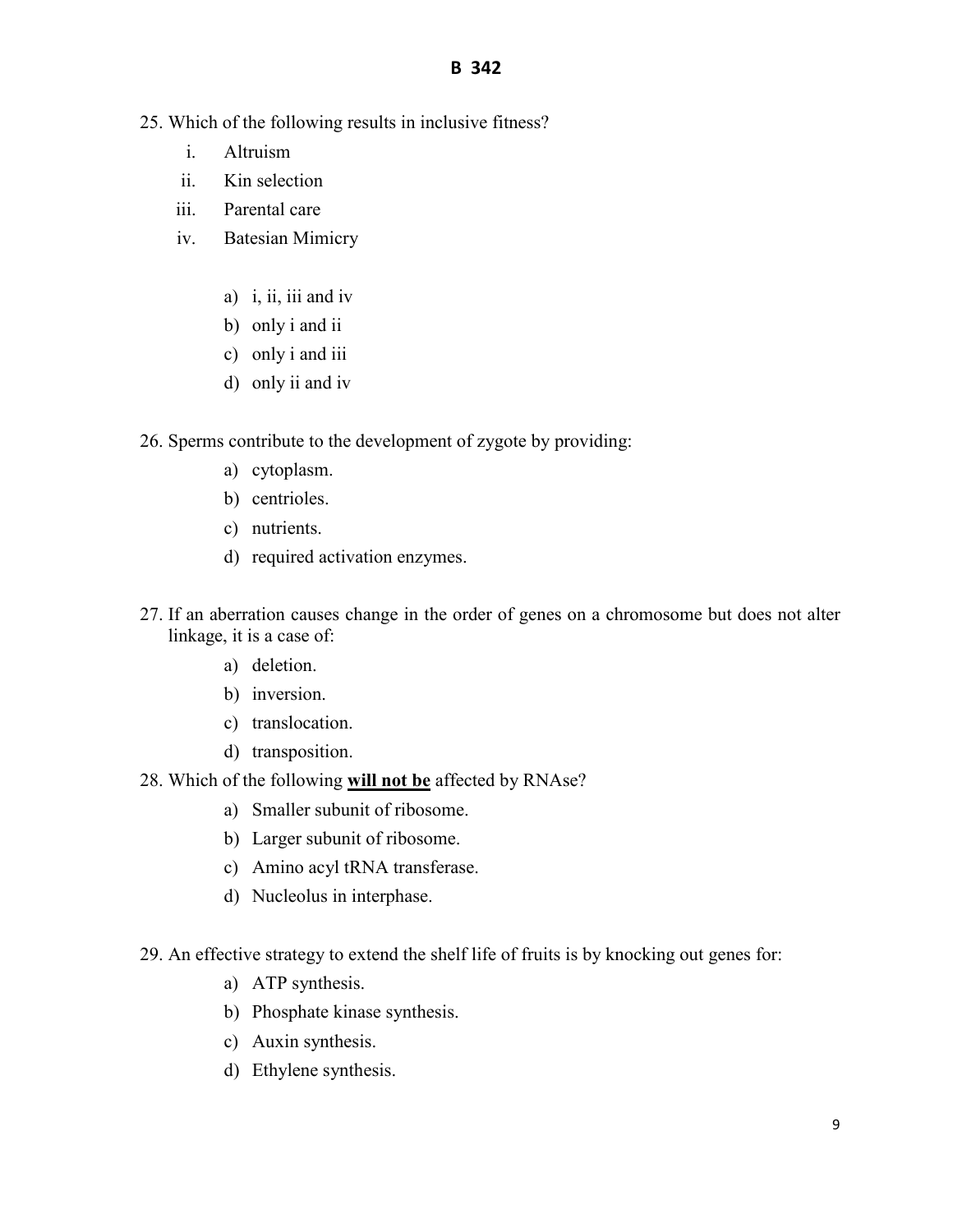25. Which of the following results in inclusive fitness?

    i. Altruism
    ii. Kin selection
    iii. Parental care
    iv. Batesian Mimicry

    a) i, ii, iii and iv
    b) only i and ii
    c) only i and iii
    d) only ii and iv

26. Sperms contribute to the development of zygote by providing:

    a) cytoplasm.
    b) centrioles.
    c) nutrients.
    d) required activation enzymes.

27. If an aberration causes change in the order of genes on a chromosome but does not alter linkage, it is a case of:

    a) deletion.
    b) inversion.
    c) translocation.
    d) transposition.

28. Which of the following **will not be** affected by RNAse?

    a) Smaller subunit of ribosome.
    b) Larger subunit of ribosome.
    c) Amino acyl tRNA transferase.
    d) Nucleolus in interphase.

29. An effective strategy to extend the shelf life of fruits is by knocking out genes for:

    a) ATP synthesis.
    b) Phosphate kinase synthesis.
    c) Auxin synthesis.
    d) Ethylene synthesis.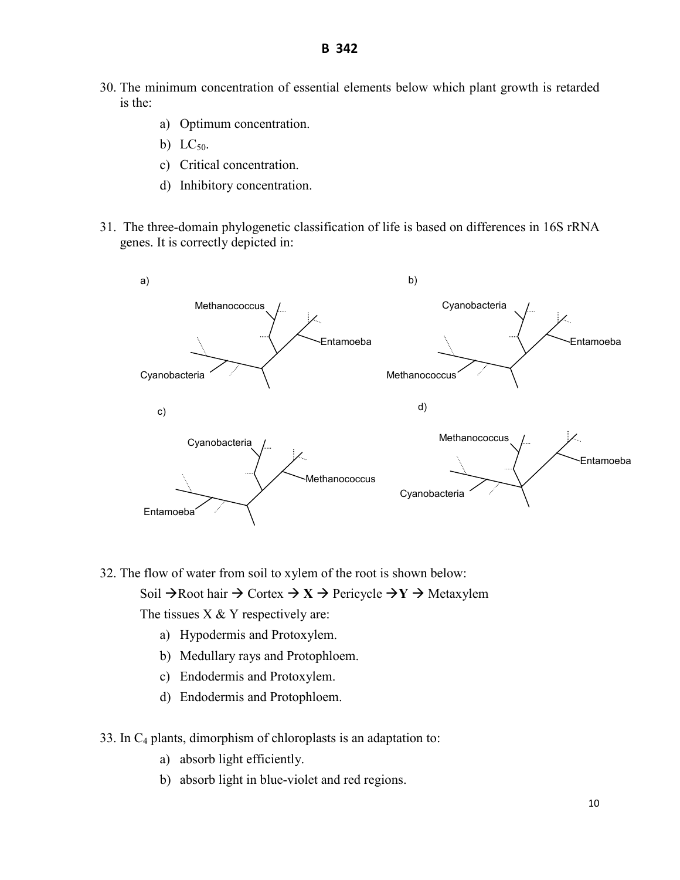30. The minimum concentration of essential elements below which plant growth is retarded is the:

    a) Optimum concentration.
    b) $LC_{50}$.
    c) Critical concentration.
    d) Inhibitory concentration.

31. The three-domain phylogenetic classification of life is based on differences in 16S rRNA genes. It is correctly depicted in:

    a) Methanococcus, Entamoeba, Cyanobacteria

    b) Cyanobacteria, Entamoeba, Methanococcus

    c) Cyanobacteria, Methanococcus, Entamoeba

    d) Methanococcus, Entamoeba, Cyanobacteria

32. The flow of water from soil to xylem of the root is shown below:

    Soil → Root hair → Cortex → **X** → Pericycle → **Y** → Metaxylem

    The tissues X & Y respectively are:

    a) Hypodermis and Protoxylem.
    b) Medullary rays and Protophloem.
    c) Endodermis and Protoxylem.
    d) Endodermis and Protophloem.

33. In $C_4$ plants, dimorphism of chloroplasts is an adaptation to:

    a) absorb light efficiently.
    b) absorb light in blue-violet and red regions.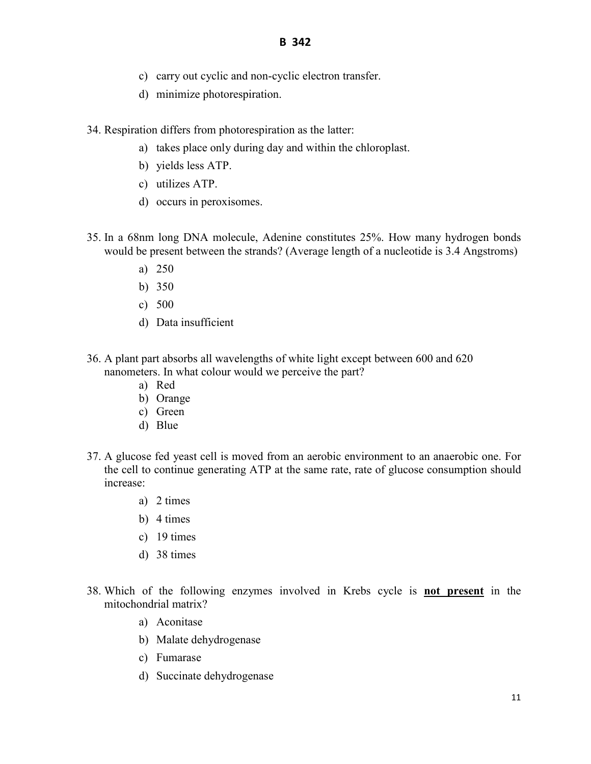c) carry out cyclic and non-cyclic electron transfer.

d) minimize photorespiration.

34. Respiration differs from photorespiration as the latter:

    a) takes place only during day and within the chloroplast.
    b) yields less ATP.
    c) utilizes ATP.
    d) occurs in peroxisomes.

35. In a 68nm long DNA molecule, Adenine constitutes 25%. How many hydrogen bonds would be present between the strands? (Average length of a nucleotide is 3.4 Angstroms)

    a) 250
    b) 350
    c) 500
    d) Data insufficient

36. A plant part absorbs all wavelengths of white light except between 600 and 620 nanometers. In what colour would we perceive the part?

    a) Red
    b) Orange
    c) Green
    d) Blue

37. A glucose fed yeast cell is moved from an aerobic environment to an anaerobic one. For the cell to continue generating ATP at the same rate, rate of glucose consumption should increase:

    a) 2 times
    b) 4 times
    c) 19 times
    d) 38 times

38. Which of the following enzymes involved in Krebs cycle is **<u>not present</u>** in the mitochondrial matrix?

    a) Aconitase
    b) Malate dehydrogenase
    c) Fumarase
    d) Succinate dehydrogenase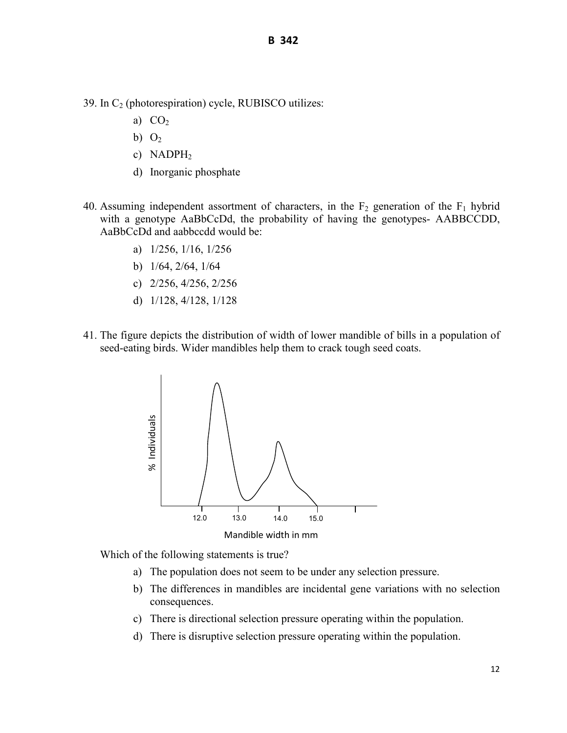39. In $C_2$ (photorespiration) cycle, RUBISCO utilizes:

   a) $CO_2$
   b) $O_2$
   c) $NADPH_2$
   d) Inorganic phosphate

40. Assuming independent assortment of characters, in the $F_2$ generation of the $F_1$ hybrid with a genotype AaBbCcDd, the probability of having the genotypes- AABBCCDD, AaBbCcDd and aabbccdd would be:

   a) 1/256, 1/16, 1/256
   b) 1/64, 2/64, 1/64
   c) 2/256, 4/256, 2/256
   d) 1/128, 4/128, 1/128

41. The figure depicts the distribution of width of lower mandible of bills in a population of seed-eating birds. Wider mandibles help them to crack tough seed coats.

% Individuals

12.0 13.0 14.0 15.0

Mandible width in mm

Which of the following statements is true?

   a) The population does not seem to be under any selection pressure.
   b) The differences in mandibles are incidental gene variations with no selection consequences.
   c) There is directional selection pressure operating within the population.
   d) There is disruptive selection pressure operating within the population.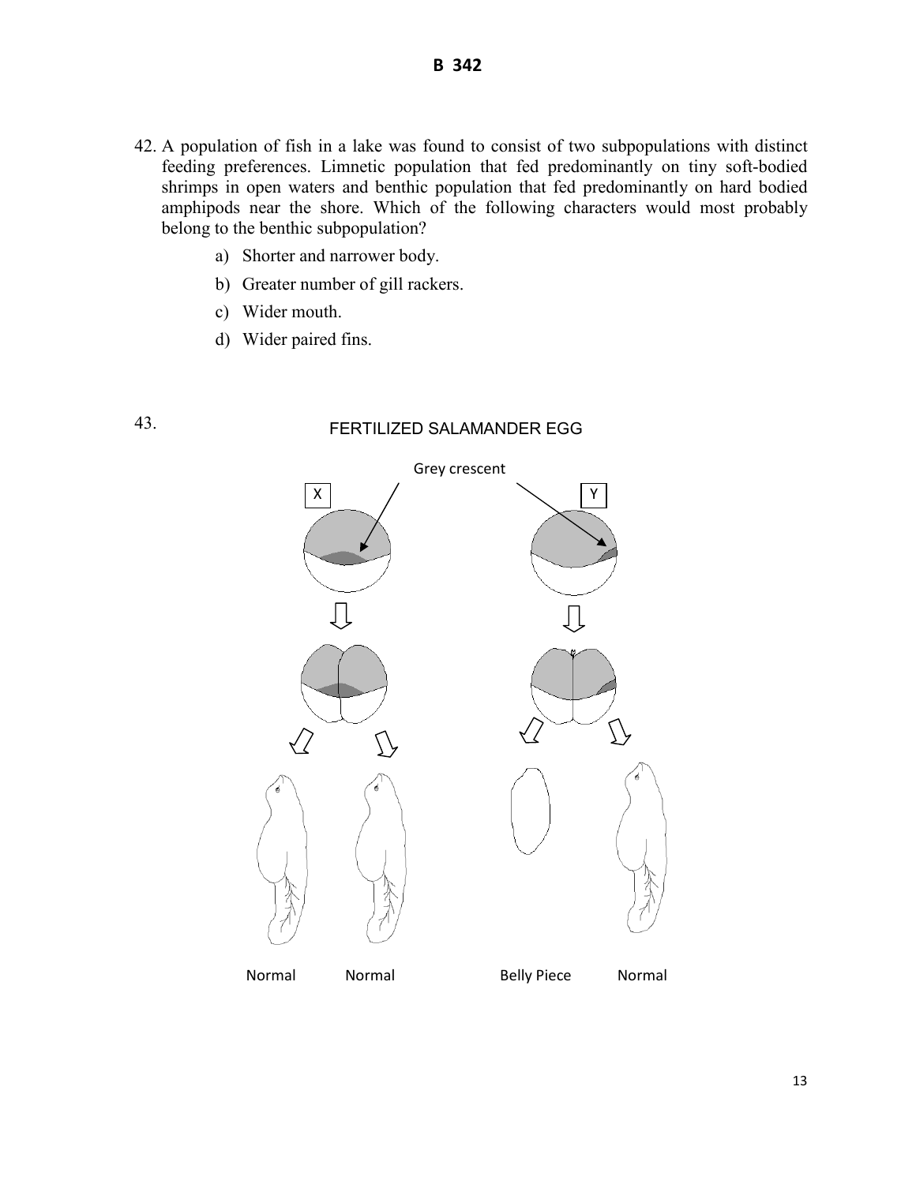42. A population of fish in a lake was found to consist of two subpopulations with distinct feeding preferences. Limnetic population that fed predominantly on tiny soft-bodied shrimps in open waters and benthic population that fed predominantly on hard bodied amphipods near the shore. Which of the following characters would most probably belong to the benthic subpopulation?

    a) Shorter and narrower body.
    b) Greater number of gill rackers.
    c) Wider mouth.
    d) Wider paired fins.

43.

FERTILIZED SALAMANDER EGG

Grey crescent

X Y

Normal Normal Belly Piece Normal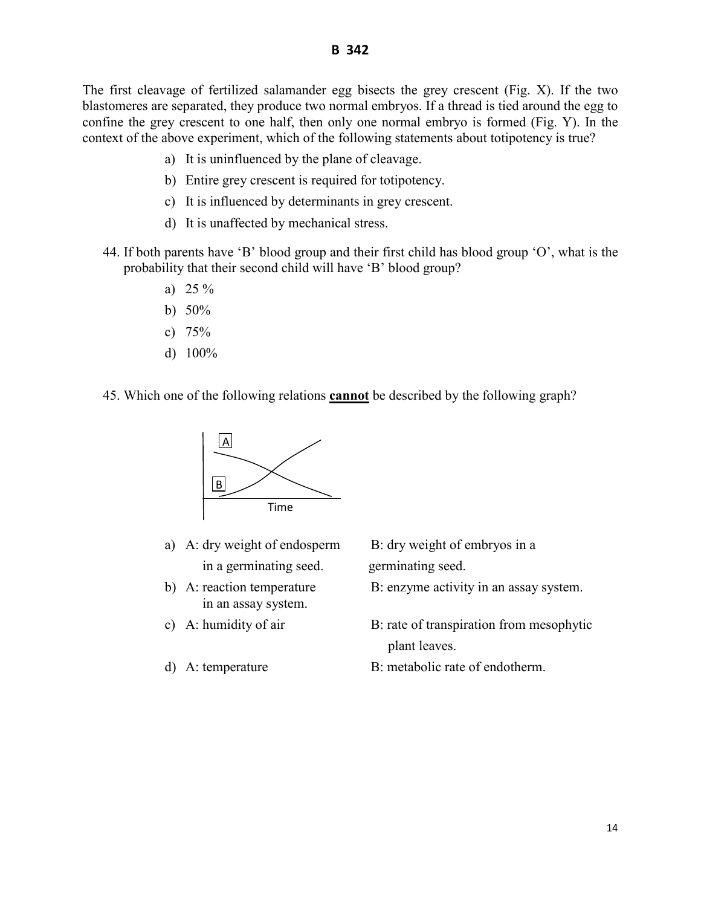**B 342**

The first cleavage of fertilized salamander egg bisects the grey crescent (Fig. X). If the two blastomeres are separated, they produce two normal embryos. If a thread is tied around the egg to confine the grey crescent to one half, then only one normal embryo is formed (Fig. Y). In the context of the above experiment, which of the following statements about totipotency is true?

a) It is uninfluenced by the plane of cleavage.
b) Entire grey crescent is required for totipotency.
c) It is influenced by determinants in grey crescent.
d) It is unaffected by mechanical stress.

44. If both parents have 'B' blood group and their first child has blood group 'O', what is the probability that their second child will have 'B' blood group?

a) 25 %
b) 50%
c) 75%
d) 100%

45. Which one of the following relations **cannot** be described by the following graph?

A

B

Time

a) A: dry weight of endosperm in a germinating seed. B: dry weight of embryos in a germinating seed.
b) A: reaction temperature in an assay system. B: enzyme activity in an assay system.
c) A: humidity of air B: rate of transpiration from mesophytic plant leaves.
d) A: temperature B: metabolic rate of endotherm.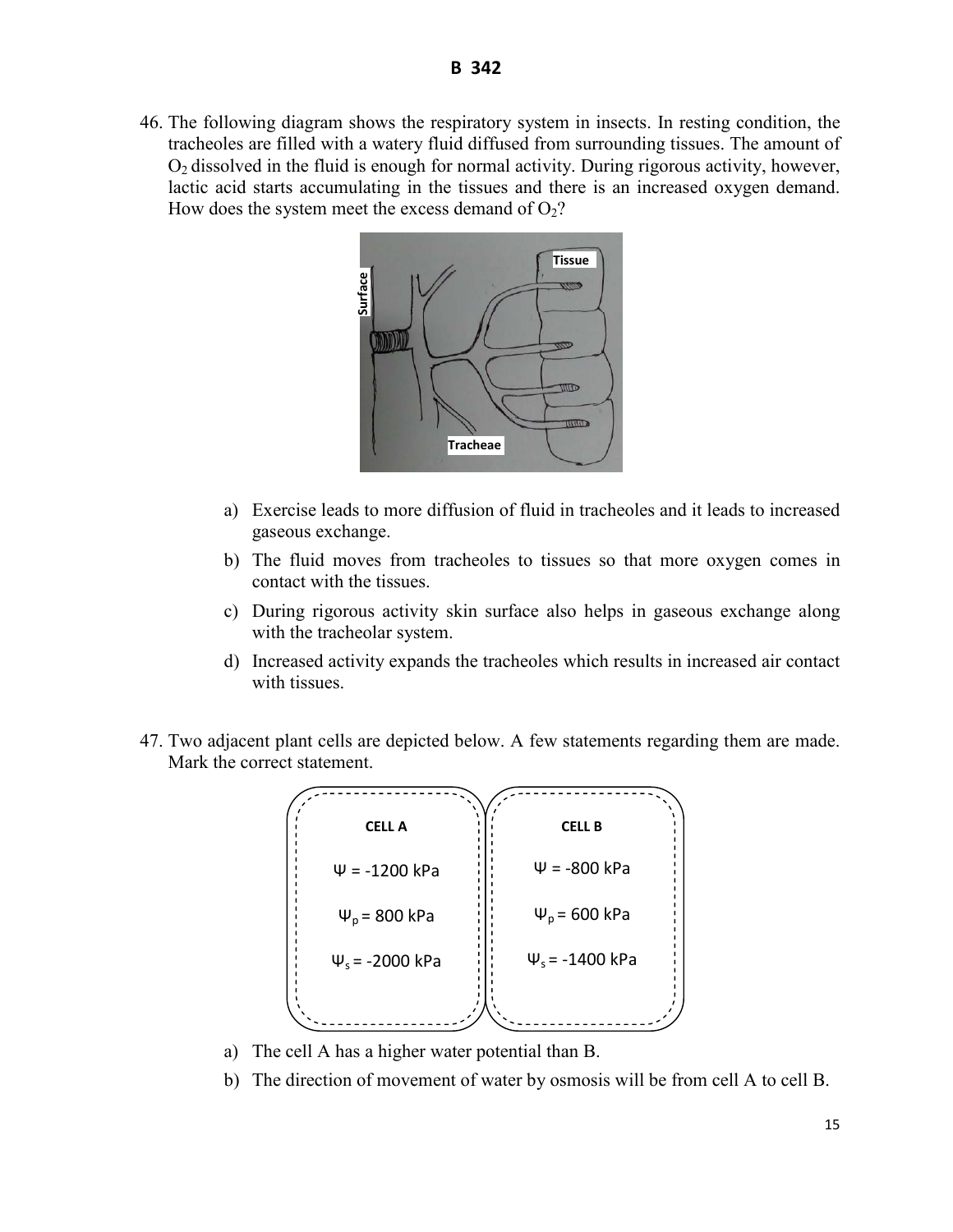46. The following diagram shows the respiratory system in insects. In resting condition, the tracheoles are filled with a watery fluid diffused from surrounding tissues. The amount of $O_2$ dissolved in the fluid is enough for normal activity. During rigorous activity, however, lactic acid starts accumulating in the tissues and there is an increased oxygen demand. How does the system meet the excess demand of $O_2$?

   a) Exercise leads to more diffusion of fluid in tracheoles and it leads to increased gaseous exchange.

   b) The fluid moves from tracheoles to tissues so that more oxygen comes in contact with the tissues.

   c) During rigorous activity skin surface also helps in gaseous exchange along with the tracheolar system.

   d) Increased activity expands the tracheoles which results in increased air contact with tissues.

47. Two adjacent plant cells are depicted below. A few statements regarding them are made. Mark the correct statement.

| CELL A | CELL B |
| --- | --- |
| $\Psi$ = -1200 kPa | $\Psi$ = -800 kPa |
| $\Psi_p$ = 800 kPa | $\Psi_p$ = 600 kPa |
| $\Psi_s$ = -2000 kPa | $\Psi_s$ = -1400 kPa |

   a) The cell A has a higher water potential than B.

   b) The direction of movement of water by osmosis will be from cell A to cell B.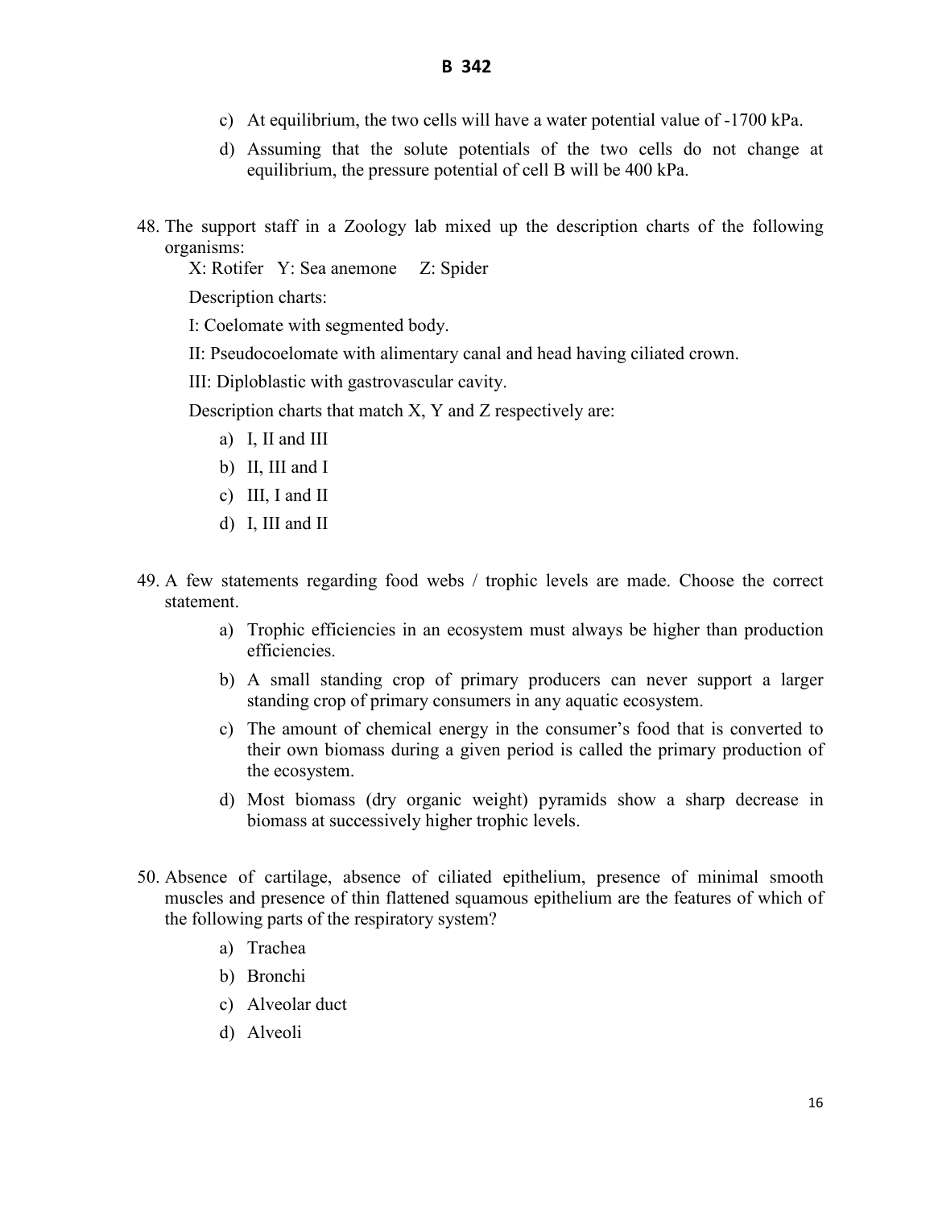c) At equilibrium, the two cells will have a water potential value of -1700 kPa.

d) Assuming that the solute potentials of the two cells do not change at equilibrium, the pressure potential of cell B will be 400 kPa.

48. The support staff in a Zoology lab mixed up the description charts of the following organisms:

    X: Rotifer   Y: Sea anemone   Z: Spider

    Description charts:

    I: Coelomate with segmented body.

    II: Pseudocoelomate with alimentary canal and head having ciliated crown.

    III: Diploblastic with gastrovascular cavity.

    Description charts that match X, Y and Z respectively are:

    a) I, II and III
    b) II, III and I
    c) III, I and II
    d) I, III and II

49. A few statements regarding food webs / trophic levels are made. Choose the correct statement.

    a) Trophic efficiencies in an ecosystem must always be higher than production efficiencies.
    b) A small standing crop of primary producers can never support a larger standing crop of primary consumers in any aquatic ecosystem.
    c) The amount of chemical energy in the consumer's food that is converted to their own biomass during a given period is called the primary production of the ecosystem.
    d) Most biomass (dry organic weight) pyramids show a sharp decrease in biomass at successively higher trophic levels.

50. Absence of cartilage, absence of ciliated epithelium, presence of minimal smooth muscles and presence of thin flattened squamous epithelium are the features of which of the following parts of the respiratory system?

    a) Trachea
    b) Bronchi
    c) Alveolar duct
    d) Alveoli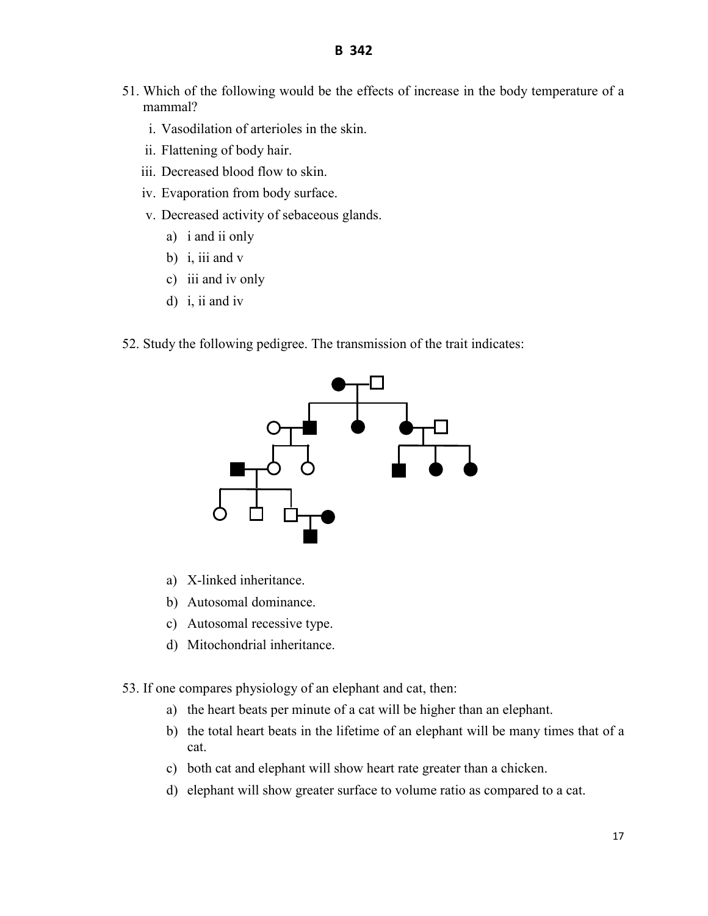51. Which of the following would be the effects of increase in the body temperature of a mammal?

    i. Vasodilation of arterioles in the skin.
    ii. Flattening of body hair.
    iii. Decreased blood flow to skin.
    iv. Evaporation from body surface.
    v. Decreased activity of sebaceous glands.

    a) i and ii only
    b) i, iii and v
    c) iii and iv only
    d) i, ii and iv

52. Study the following pedigree. The transmission of the trait indicates:

    a) X-linked inheritance.
    b) Autosomal dominance.
    c) Autosomal recessive type.
    d) Mitochondrial inheritance.

53. If one compares physiology of an elephant and cat, then:

    a) the heart beats per minute of a cat will be higher than an elephant.
    b) the total heart beats in the lifetime of an elephant will be many times that of a cat.
    c) both cat and elephant will show heart rate greater than a chicken.
    d) elephant will show greater surface to volume ratio as compared to a cat.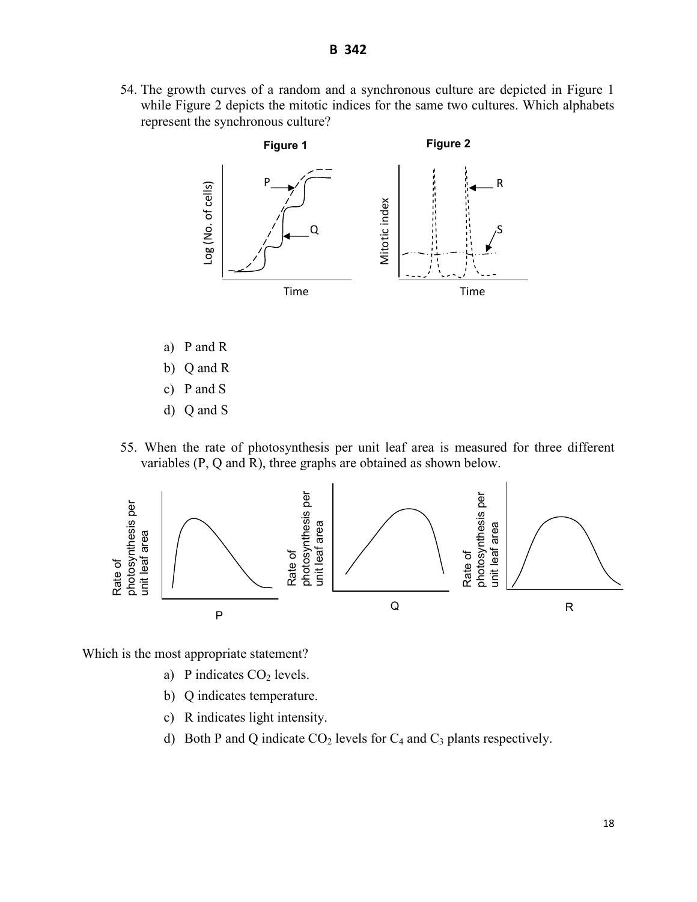54. The growth curves of a random and a synchronous culture are depicted in Figure 1 while Figure 2 depicts the mitotic indices for the same two cultures. Which alphabets represent the synchronous culture?

a) P and R
b) Q and R
c) P and S
d) Q and S

55. When the rate of photosynthesis per unit leaf area is measured for three different variables (P, Q and R), three graphs are obtained as shown below.

Which is the most appropriate statement?

a) P indicates $CO_2$ levels.
b) Q indicates temperature.
c) R indicates light intensity.
d) Both P and Q indicate $CO_2$ levels for $C_4$ and $C_3$ plants respectively.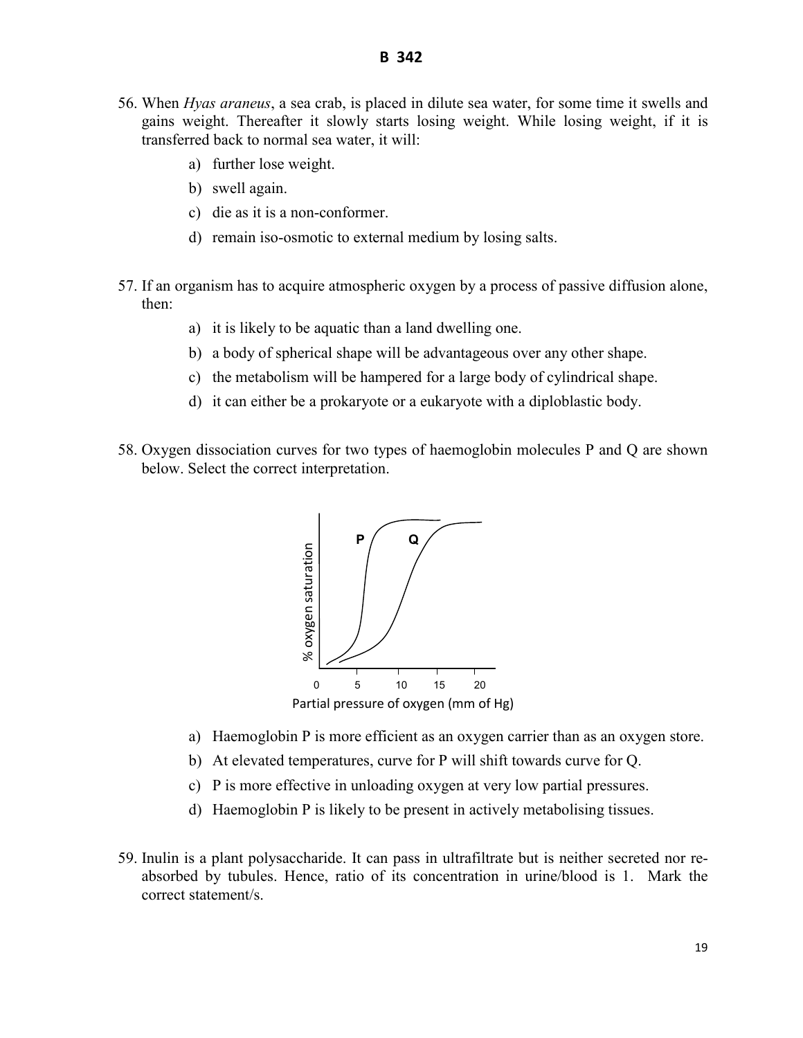56. When *Hyas araneus*, a sea crab, is placed in dilute sea water, for some time it swells and gains weight. Thereafter it slowly starts losing weight. While losing weight, if it is transferred back to normal sea water, it will:

    a) further lose weight.
    
    b) swell again.
    
    c) die as it is a non-conformer.
    
    d) remain iso-osmotic to external medium by losing salts.

57. If an organism has to acquire atmospheric oxygen by a process of passive diffusion alone, then:

    a) it is likely to be aquatic than a land dwelling one.
    
    b) a body of spherical shape will be advantageous over any other shape.
    
    c) the metabolism will be hampered for a large body of cylindrical shape.
    
    d) it can either be a prokaryote or a eukaryote with a diploblastic body.

58. Oxygen dissociation curves for two types of haemoglobin molecules P and Q are shown below. Select the correct interpretation.

    a) Haemoglobin P is more efficient as an oxygen carrier than as an oxygen store.
    
    b) At elevated temperatures, curve for P will shift towards curve for Q.
    
    c) P is more effective in unloading oxygen at very low partial pressures.
    
    d) Haemoglobin P is likely to be present in actively metabolising tissues.

59. Inulin is a plant polysaccharide. It can pass in ultrafiltrate but is neither secreted nor re-absorbed by tubules. Hence, ratio of its concentration in urine/blood is 1. Mark the correct statement/s.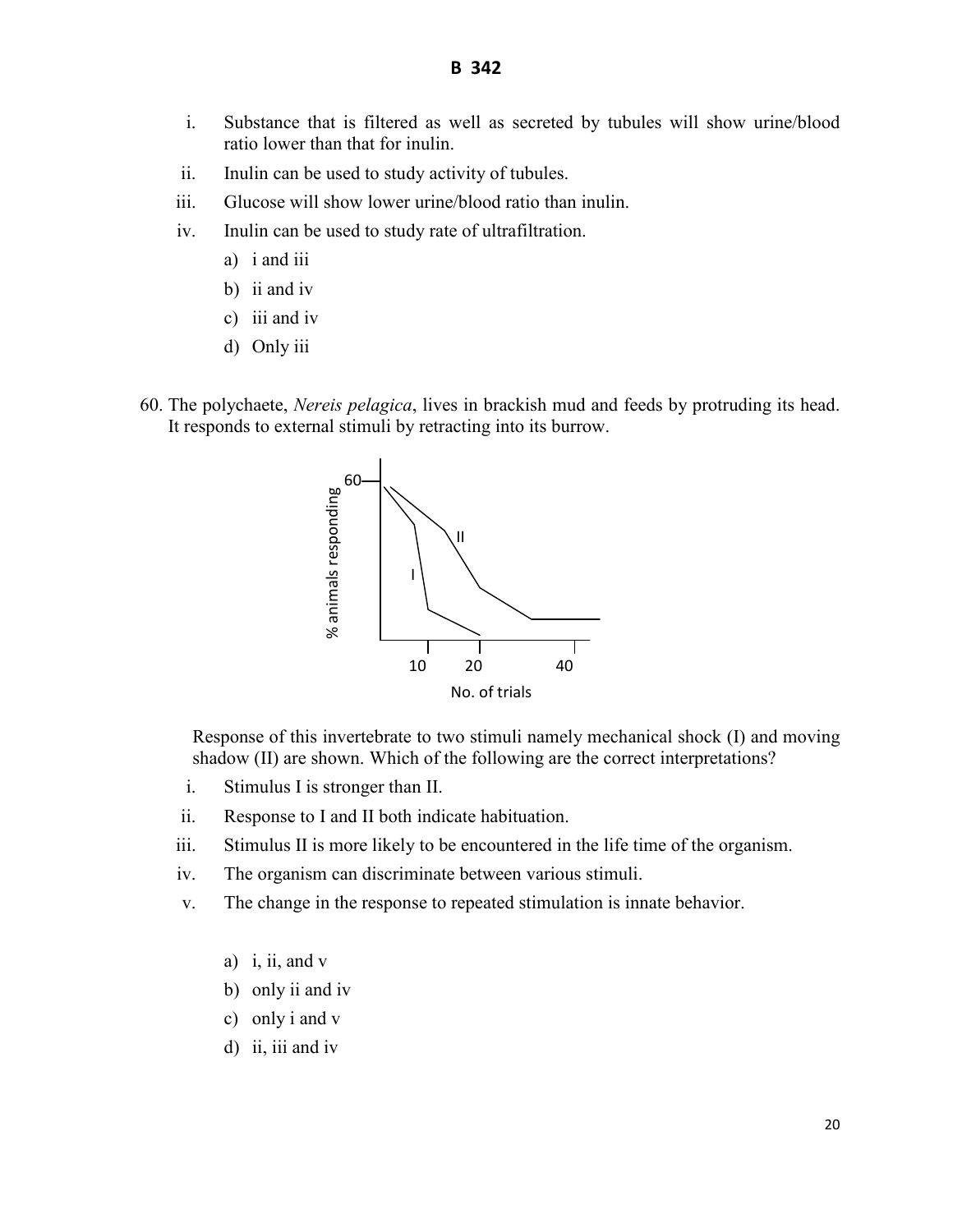i. Substance that is filtered as well as secreted by tubules will show urine/blood ratio lower than that for inulin.

ii. Inulin can be used to study activity of tubules.

iii. Glucose will show lower urine/blood ratio than inulin.

iv. Inulin can be used to study rate of ultrafiltration.

a) i and iii

b) ii and iv

c) iii and iv

d) Only iii

60. The polychaete, *Nereis pelagica*, lives in brackish mud and feeds by protruding its head. It responds to external stimuli by retracting into its burrow.

Response of this invertebrate to two stimuli namely mechanical shock (I) and moving shadow (II) are shown. Which of the following are the correct interpretations?

i. Stimulus I is stronger than II.

ii. Response to I and II both indicate habituation.

iii. Stimulus II is more likely to be encountered in the life time of the organism.

iv. The organism can discriminate between various stimuli.

v. The change in the response to repeated stimulation is innate behavior.

a) i, ii, and v

b) only ii and iv

c) only i and v

d) ii, iii and iv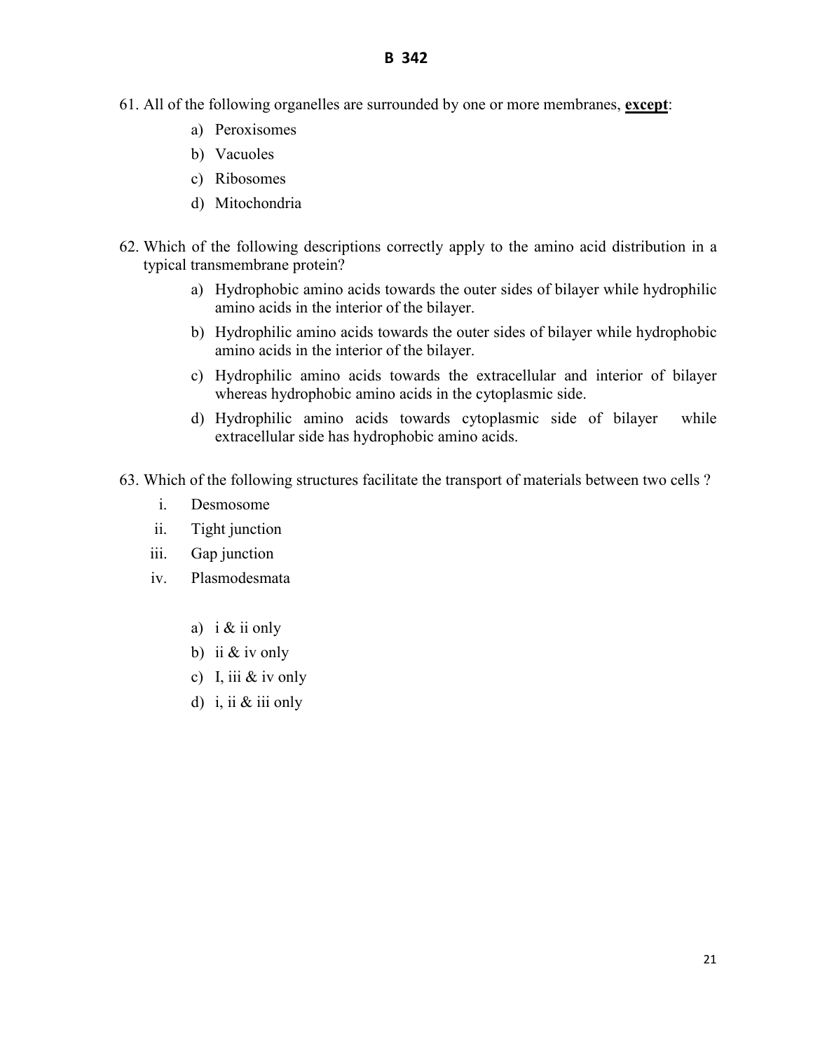61. All of the following organelles are surrounded by one or more membranes, **except**:

  a) Peroxisomes
  b) Vacuoles
  c) Ribosomes
  d) Mitochondria

62. Which of the following descriptions correctly apply to the amino acid distribution in a typical transmembrane protein?

  a) Hydrophobic amino acids towards the outer sides of bilayer while hydrophilic amino acids in the interior of the bilayer.
  b) Hydrophilic amino acids towards the outer sides of bilayer while hydrophobic amino acids in the interior of the bilayer.
  c) Hydrophilic amino acids towards the extracellular and interior of bilayer whereas hydrophobic amino acids in the cytoplasmic side.
  d) Hydrophilic amino acids towards cytoplasmic side of bilayer while extracellular side has hydrophobic amino acids.

63. Which of the following structures facilitate the transport of materials between two cells ?

  i. Desmosome
  ii. Tight junction
  iii. Gap junction
  iv. Plasmodesmata

  a) i & ii only
  b) ii & iv only
  c) I, iii & iv only
  d) i, ii & iii only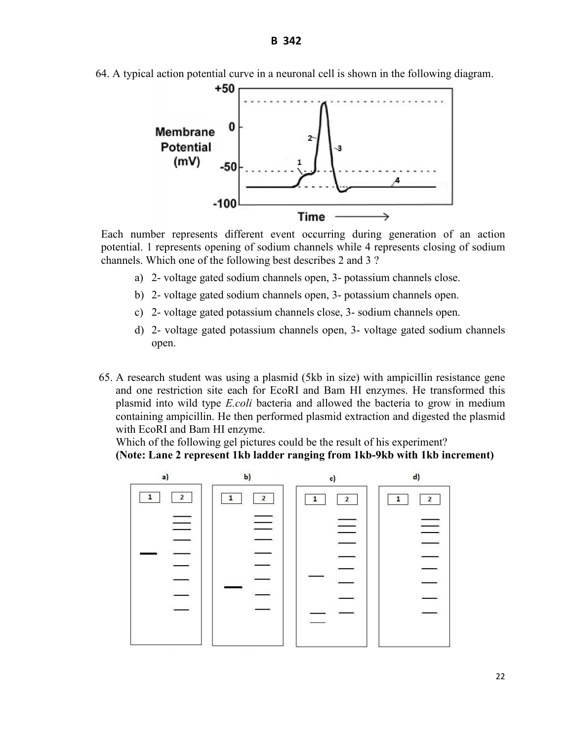64. A typical action potential curve in a neuronal cell is shown in the following diagram.

Each number represents different event occurring during generation of an action potential. 1 represents opening of sodium channels while 4 represents closing of sodium channels. Which one of the following best describes 2 and 3 ?

a) 2- voltage gated sodium channels open, 3- potassium channels close.
b) 2- voltage gated sodium channels open, 3- potassium channels open.
c) 2- voltage gated potassium channels close, 3- sodium channels open.
d) 2- voltage gated potassium channels open, 3- voltage gated sodium channels open.

65. A research student was using a plasmid (5kb in size) with ampicillin resistance gene and one restriction site each for EcoRI and Bam HI enzymes. He transformed this plasmid into wild type *E.coli* bacteria and allowed the bacteria to grow in medium containing ampicillin. He then performed plasmid extraction and digested the plasmid with EcoRI and Bam HI enzyme.
Which of the following gel pictures could be the result of his experiment?
**(Note: Lane 2 represent 1kb ladder ranging from 1kb-9kb with 1kb increment)**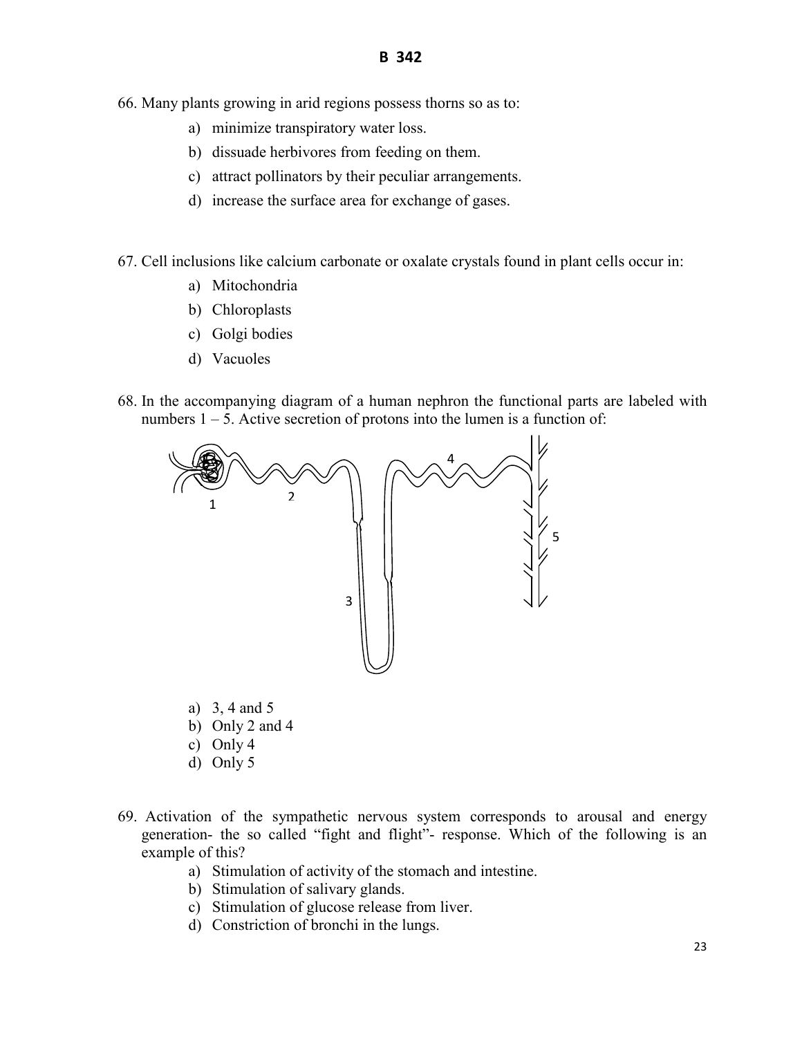66. Many plants growing in arid regions possess thorns so as to:
   a) minimize transpiratory water loss.
   b) dissuade herbivores from feeding on them.
   c) attract pollinators by their peculiar arrangements.
   d) increase the surface area for exchange of gases.

67. Cell inclusions like calcium carbonate or oxalate crystals found in plant cells occur in:
   a) Mitochondria
   b) Chloroplasts
   c) Golgi bodies
   d) Vacuoles

68. In the accompanying diagram of a human nephron the functional parts are labeled with numbers 1 – 5. Active secretion of protons into the lumen is a function of:

   a) 3, 4 and 5
   b) Only 2 and 4
   c) Only 4
   d) Only 5

69. Activation of the sympathetic nervous system corresponds to arousal and energy generation- the so called "fight and flight"- response. Which of the following is an example of this?
   a) Stimulation of activity of the stomach and intestine.
   b) Stimulation of salivary glands.
   c) Stimulation of glucose release from liver.
   d) Constriction of bronchi in the lungs.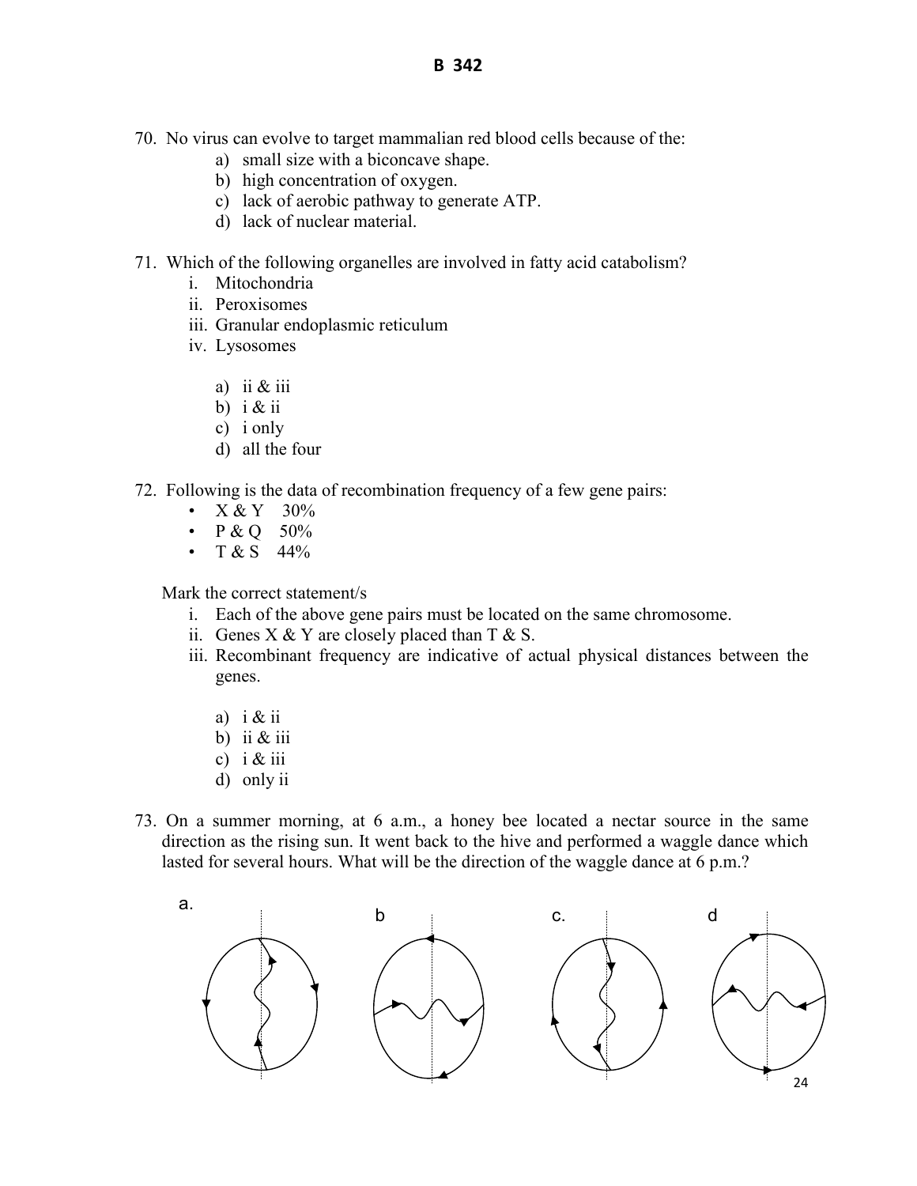70. No virus can evolve to target mammalian red blood cells because of the:
    a) small size with a biconcave shape.
    b) high concentration of oxygen.
    c) lack of aerobic pathway to generate ATP.
    d) lack of nuclear material.

71. Which of the following organelles are involved in fatty acid catabolism?
    i. Mitochondria
    ii. Peroxisomes
    iii. Granular endoplasmic reticulum
    iv. Lysosomes

    a) ii & iii
    b) i & ii
    c) i only
    d) all the four

72. Following is the data of recombination frequency of a few gene pairs:
    - X & Y 30%
    - P & Q 50%
    - T & S 44%

    Mark the correct statement/s
    i. Each of the above gene pairs must be located on the same chromosome.
    ii. Genes X & Y are closely placed than T & S.
    iii. Recombinant frequency are indicative of actual physical distances between the genes.

    a) i & ii
    b) ii & iii
    c) i & iii
    d) only ii

73. On a summer morning, at 6 a.m., a honey bee located a nectar source in the same direction as the rising sun. It went back to the hive and performed a waggle dance which lasted for several hours. What will be the direction of the waggle dance at 6 p.m.?

a. b c. d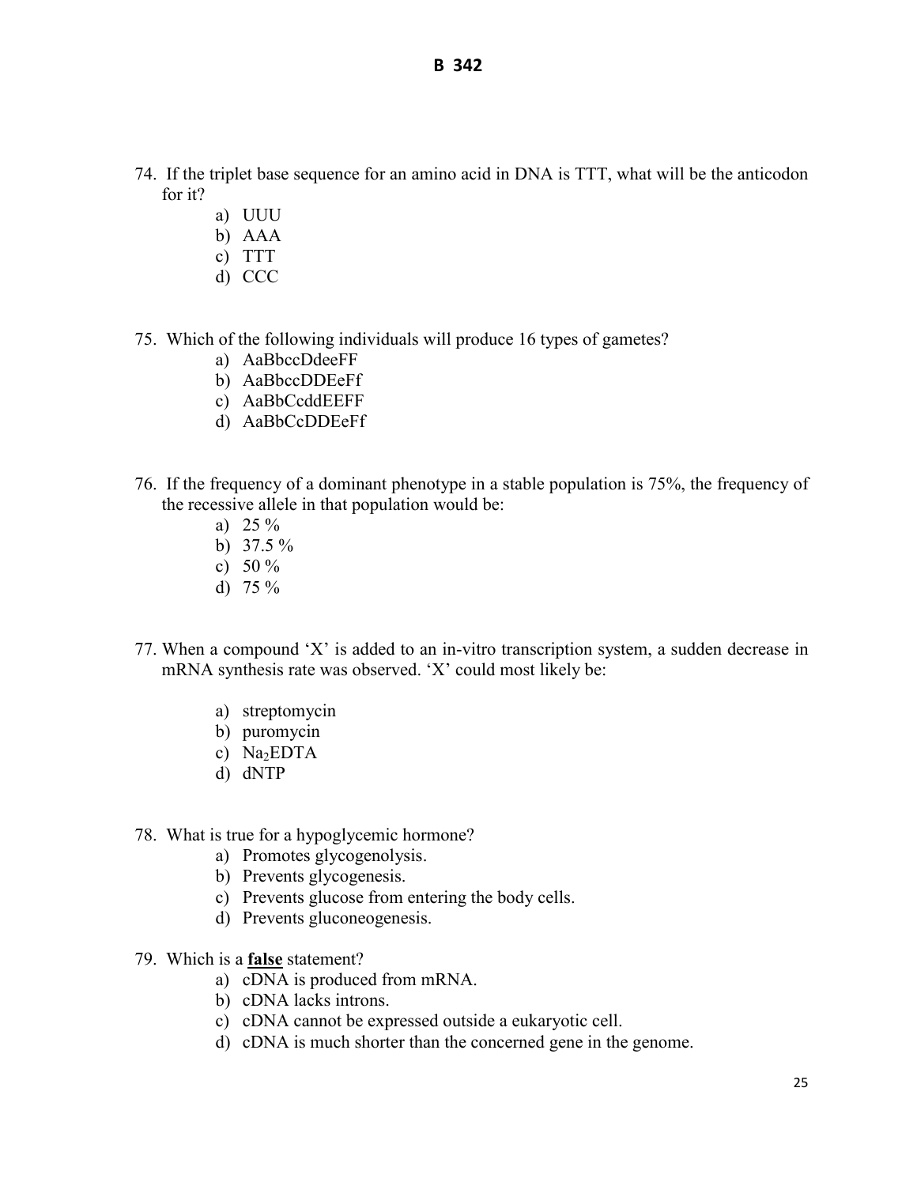74. If the triplet base sequence for an amino acid in DNA is TTT, what will be the anticodon for it?
   a) UUU
   b) AAA
   c) TTT
   d) CCC

75. Which of the following individuals will produce 16 types of gametes?
   a) AaBbccDdeeFF
   b) AaBbccDDEeFf
   c) AaBbCcddEEFF
   d) AaBbCcDDEeFf

76. If the frequency of a dominant phenotype in a stable population is 75%, the frequency of the recessive allele in that population would be:
   a) 25 %
   b) 37.5 %
   c) 50 %
   d) 75 %

77. When a compound 'X' is added to an in-vitro transcription system, a sudden decrease in mRNA synthesis rate was observed. 'X' could most likely be:
   a) streptomycin
   b) puromycin
   c) $Na_2EDTA$
   d) dNTP

78. What is true for a hypoglycemic hormone?
   a) Promotes glycogenolysis.
   b) Prevents glycogenesis.
   c) Prevents glucose from entering the body cells.
   d) Prevents gluconeogenesis.

79. Which is a **false** statement?
   a) cDNA is produced from mRNA.
   b) cDNA lacks introns.
   c) cDNA cannot be expressed outside a eukaryotic cell.
   d) cDNA is much shorter than the concerned gene in the genome.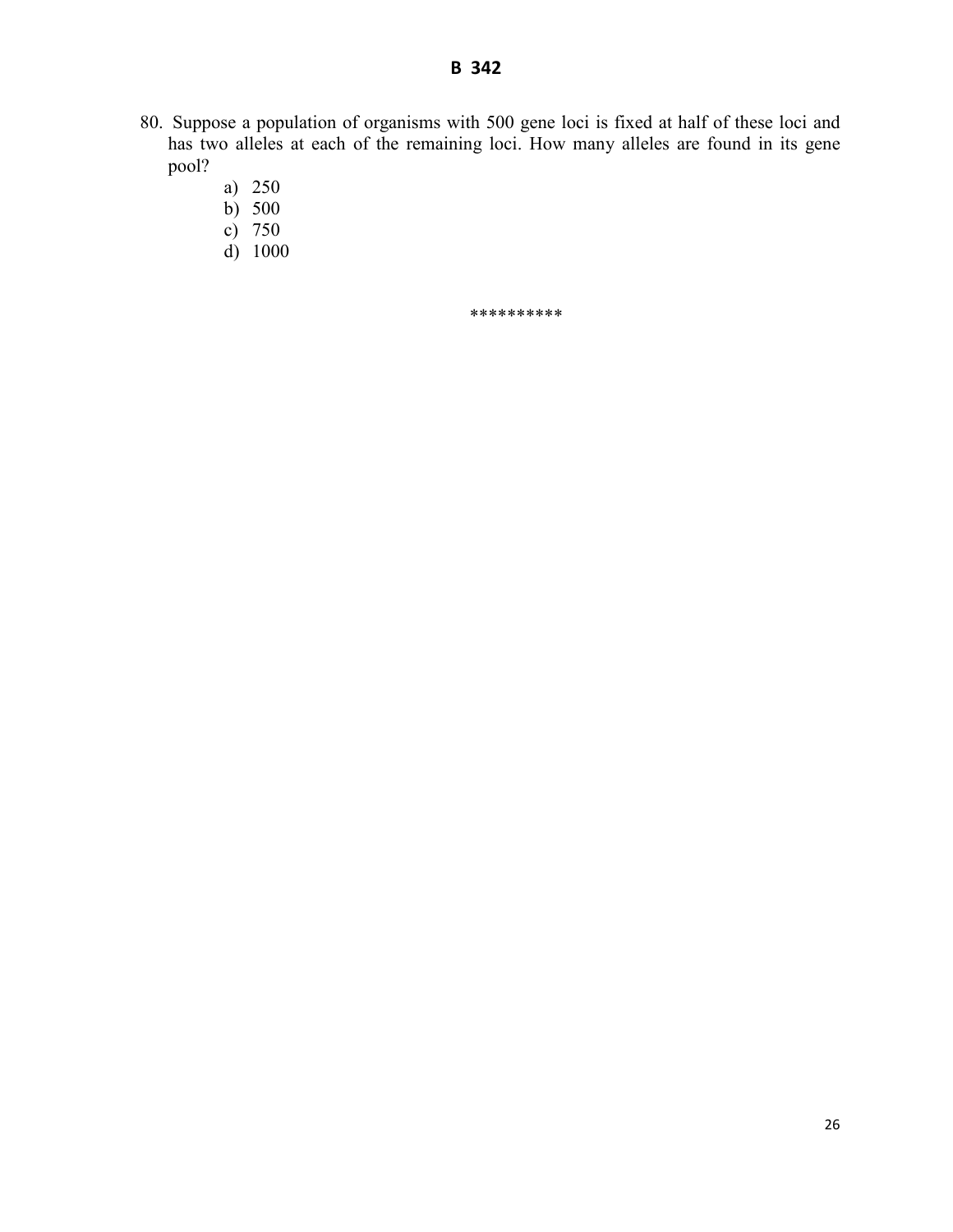80. Suppose a population of organisms with 500 gene loci is fixed at half of these loci and has two alleles at each of the remaining loci. How many alleles are found in its gene pool?

    a) 250
    b) 500
    c) 750
    d) 1000

**********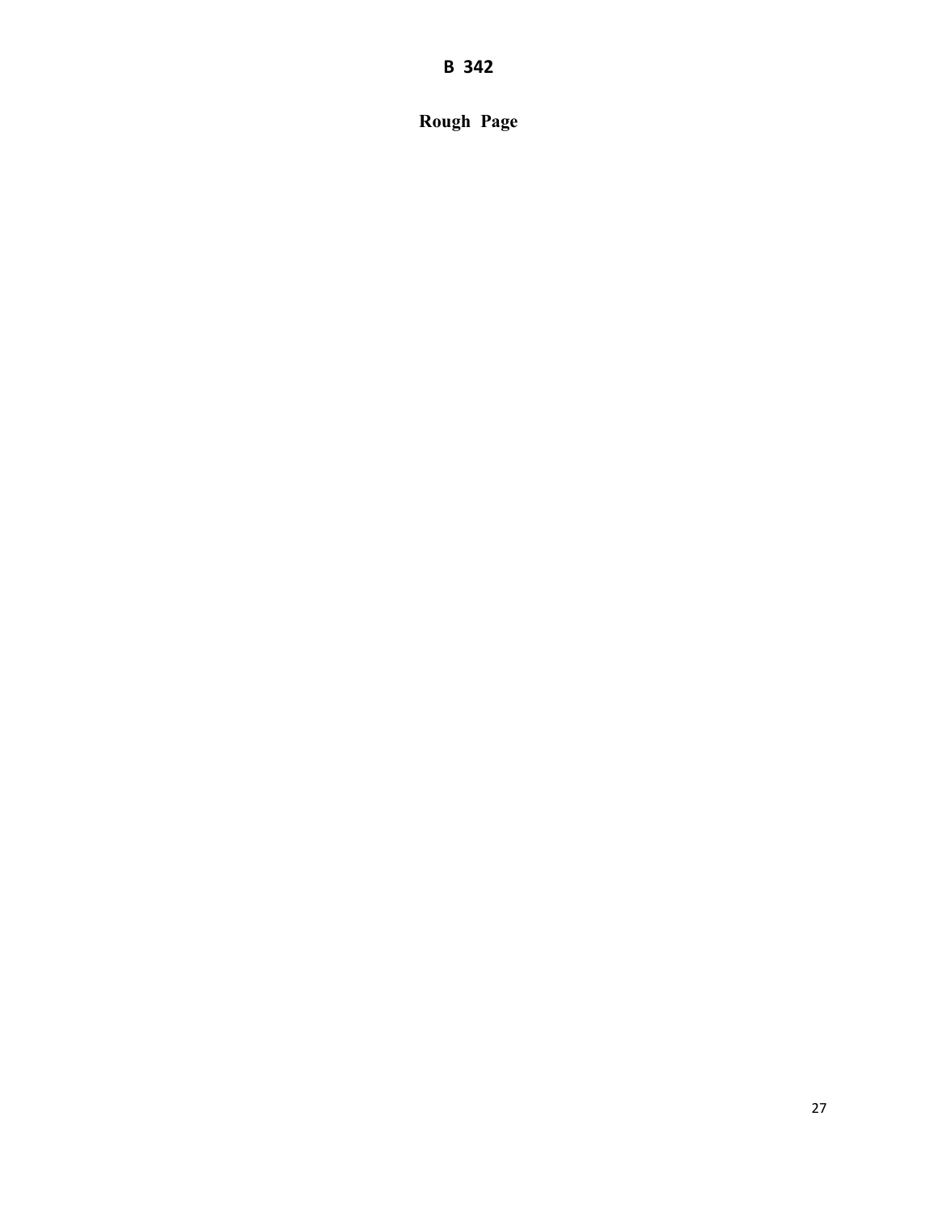**Rough Page**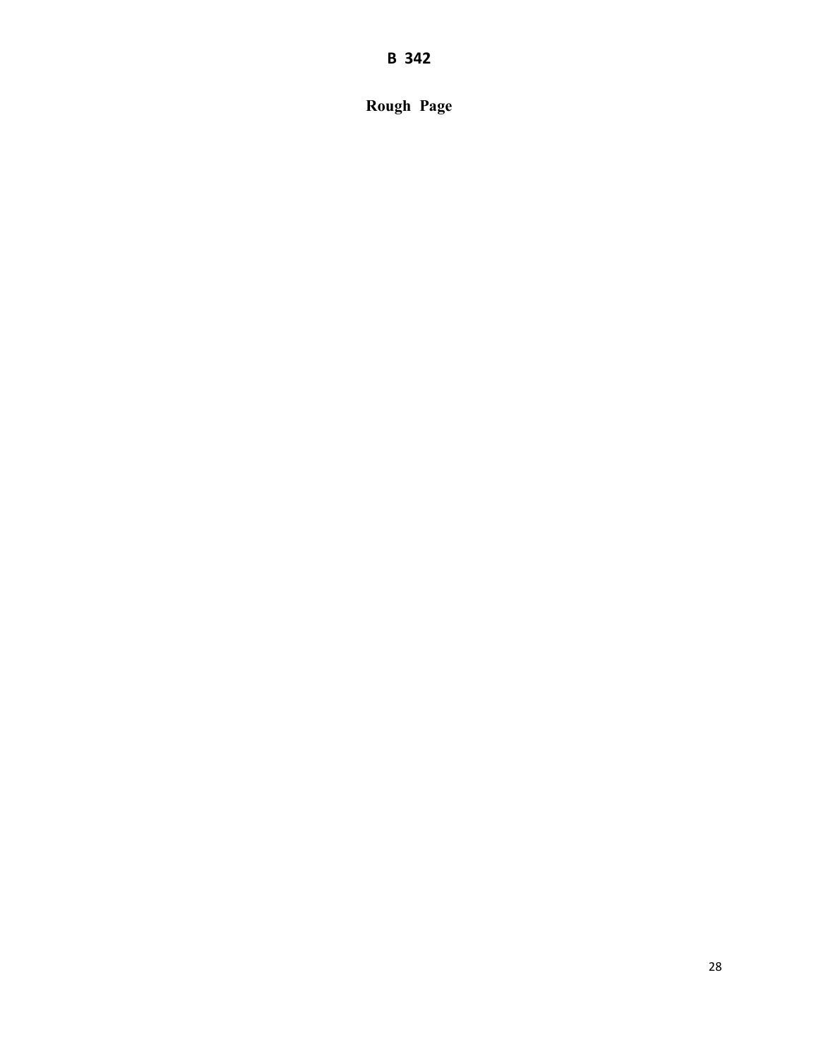**B 342**

## Rough Page